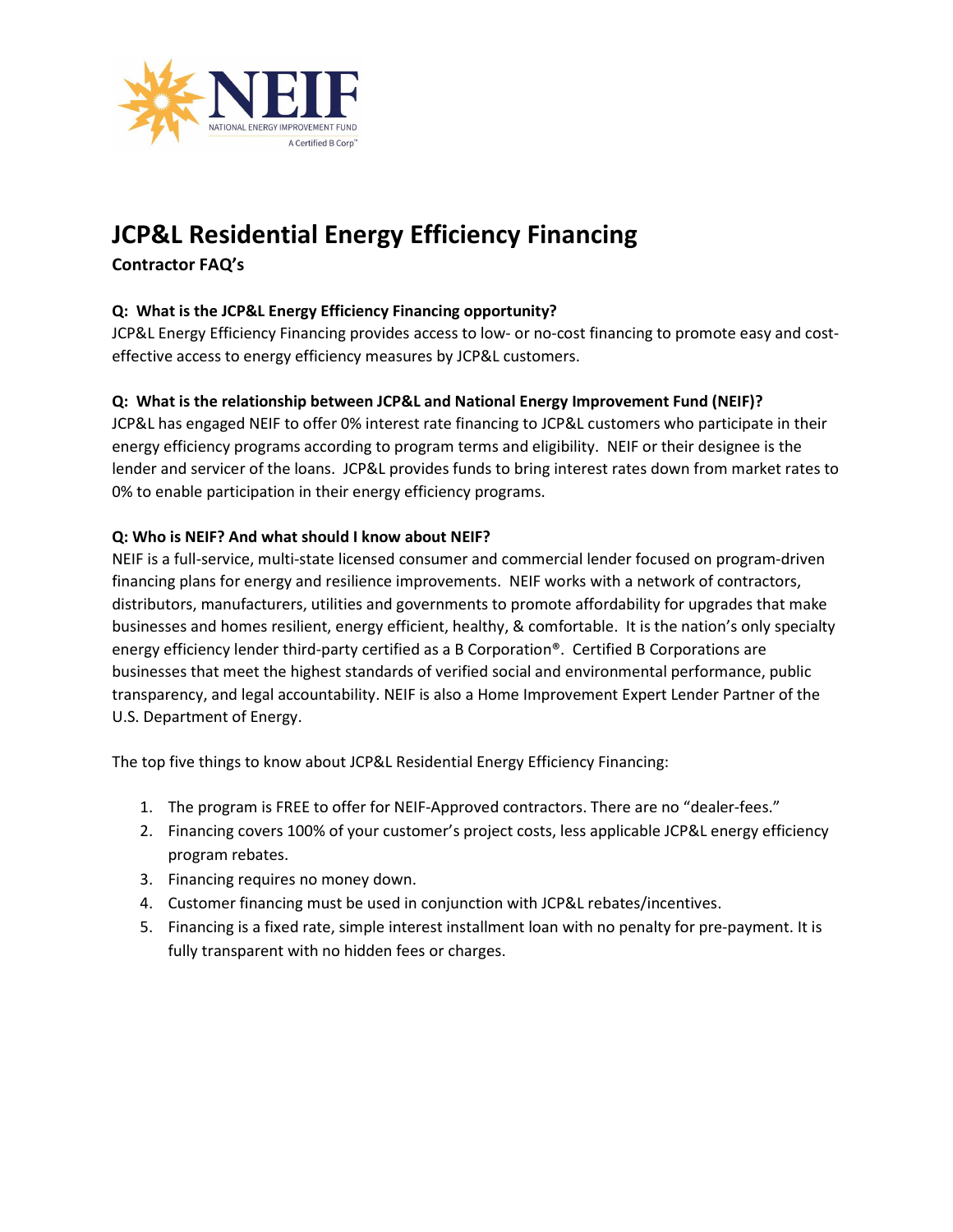NEIF
NATIONAL ENERGY IMPROVEMENT FUND
A Certified B Corp™

# JCP&L Residential Energy Efficiency Financing

**Contractor FAQ's**

**Q: What is the JCP&L Energy Efficiency Financing opportunity?**

JCP&L Energy Efficiency Financing provides access to low- or no-cost financing to promote easy and cost-effective access to energy efficiency measures by JCP&L customers.

**Q: What is the relationship between JCP&L and National Energy Improvement Fund (NEIF)?**

JCP&L has engaged NEIF to offer 0% interest rate financing to JCP&L customers who participate in their energy efficiency programs according to program terms and eligibility. NEIF or their designee is the lender and servicer of the loans. JCP&L provides funds to bring interest rates down from market rates to 0% to enable participation in their energy efficiency programs.

**Q: Who is NEIF? And what should I know about NEIF?**

NEIF is a full-service, multi-state licensed consumer and commercial lender focused on program-driven financing plans for energy and resilience improvements. NEIF works with a network of contractors, distributors, manufacturers, utilities and governments to promote affordability for upgrades that make businesses and homes resilient, energy efficient, healthy, & comfortable. It is the nation's only specialty energy efficiency lender third-party certified as a B Corporation®. Certified B Corporations are businesses that meet the highest standards of verified social and environmental performance, public transparency, and legal accountability. NEIF is also a Home Improvement Expert Lender Partner of the U.S. Department of Energy.

The top five things to know about JCP&L Residential Energy Efficiency Financing:

1. The program is FREE to offer for NEIF-Approved contractors. There are no "dealer-fees."
2. Financing covers 100% of your customer's project costs, less applicable JCP&L energy efficiency program rebates.
3. Financing requires no money down.
4. Customer financing must be used in conjunction with JCP&L rebates/incentives.
5. Financing is a fixed rate, simple interest installment loan with no penalty for pre-payment. It is fully transparent with no hidden fees or charges.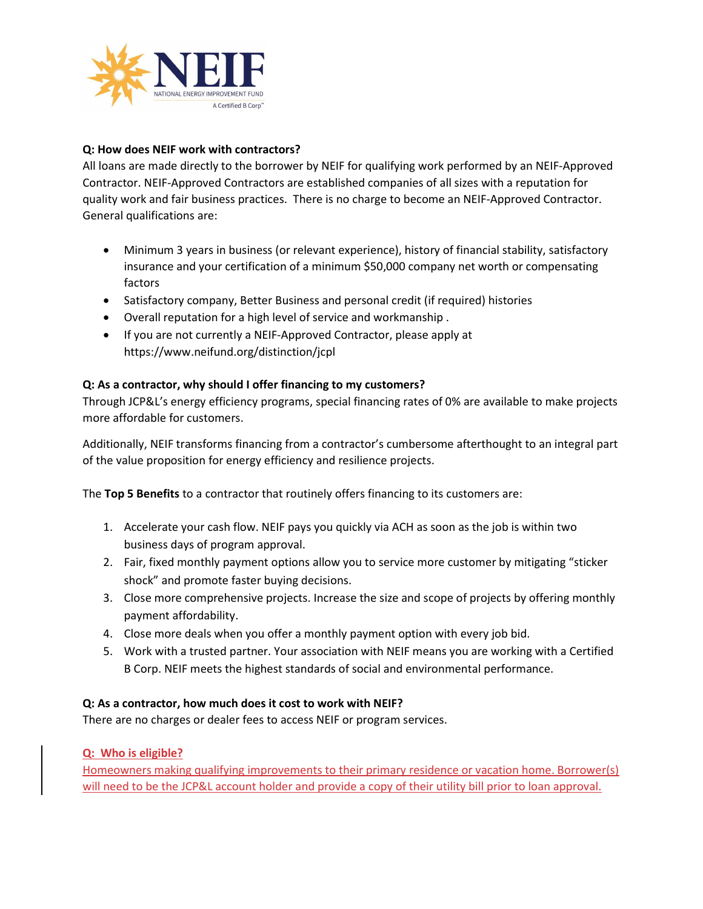**Q: How does NEIF work with contractors?**

All loans are made directly to the borrower by NEIF for qualifying work performed by an NEIF-Approved Contractor. NEIF-Approved Contractors are established companies of all sizes with a reputation for quality work and fair business practices. There is no charge to become an NEIF-Approved Contractor. General qualifications are:

- Minimum 3 years in business (or relevant experience), history of financial stability, satisfactory insurance and your certification of a minimum $50,000 company net worth or compensating factors
- Satisfactory company, Better Business and personal credit (if required) histories
- Overall reputation for a high level of service and workmanship .
- If you are not currently a NEIF-Approved Contractor, please apply at https://www.neifund.org/distinction/jcpl

**Q: As a contractor, why should I offer financing to my customers?**

Through JCP&L's energy efficiency programs, special financing rates of 0% are available to make projects more affordable for customers.

Additionally, NEIF transforms financing from a contractor's cumbersome afterthought to an integral part of the value proposition for energy efficiency and resilience projects.

The **Top 5 Benefits** to a contractor that routinely offers financing to its customers are:

1. Accelerate your cash flow. NEIF pays you quickly via ACH as soon as the job is within two business days of program approval.
2. Fair, fixed monthly payment options allow you to service more customer by mitigating "sticker shock" and promote faster buying decisions.
3. Close more comprehensive projects. Increase the size and scope of projects by offering monthly payment affordability.
4. Close more deals when you offer a monthly payment option with every job bid.
5. Work with a trusted partner. Your association with NEIF means you are working with a Certified B Corp. NEIF meets the highest standards of social and environmental performance.

**Q: As a contractor, how much does it cost to work with NEIF?**

There are no charges or dealer fees to access NEIF or program services.

**Q: Who is eligible?**

Homeowners making qualifying improvements to their primary residence or vacation home. Borrower(s) will need to be the JCP&L account holder and provide a copy of their utility bill prior to loan approval.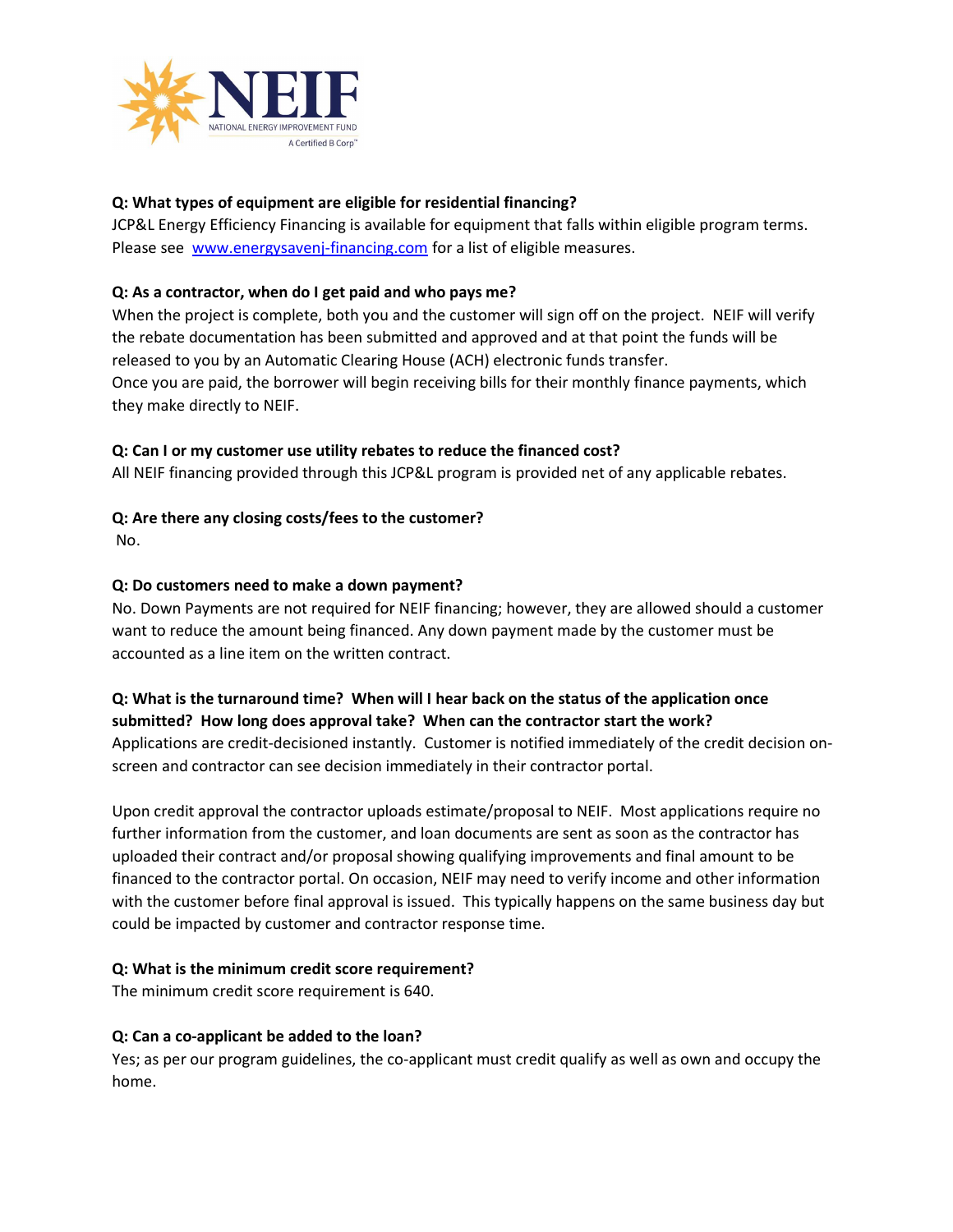**Q: What types of equipment are eligible for residential financing?**

JCP&L Energy Efficiency Financing is available for equipment that falls within eligible program terms. Please see [www.energysavenj-financing.com](http://www.energysavenj-financing.com) for a list of eligible measures.

**Q: As a contractor, when do I get paid and who pays me?**

When the project is complete, both you and the customer will sign off on the project. NEIF will verify the rebate documentation has been submitted and approved and at that point the funds will be released to you by an Automatic Clearing House (ACH) electronic funds transfer.

Once you are paid, the borrower will begin receiving bills for their monthly finance payments, which they make directly to NEIF.

**Q: Can I or my customer use utility rebates to reduce the financed cost?**

All NEIF financing provided through this JCP&L program is provided net of any applicable rebates.

**Q: Are there any closing costs/fees to the customer?**

No.

**Q: Do customers need to make a down payment?**

No. Down Payments are not required for NEIF financing; however, they are allowed should a customer want to reduce the amount being financed. Any down payment made by the customer must be accounted as a line item on the written contract.

**Q: What is the turnaround time? When will I hear back on the status of the application once submitted? How long does approval take? When can the contractor start the work?**

Applications are credit-decisioned instantly. Customer is notified immediately of the credit decision on-screen and contractor can see decision immediately in their contractor portal.

Upon credit approval the contractor uploads estimate/proposal to NEIF. Most applications require no further information from the customer, and loan documents are sent as soon as the contractor has uploaded their contract and/or proposal showing qualifying improvements and final amount to be financed to the contractor portal. On occasion, NEIF may need to verify income and other information with the customer before final approval is issued. This typically happens on the same business day but could be impacted by customer and contractor response time.

**Q: What is the minimum credit score requirement?**

The minimum credit score requirement is 640.

**Q: Can a co-applicant be added to the loan?**

Yes; as per our program guidelines, the co-applicant must credit qualify as well as own and occupy the home.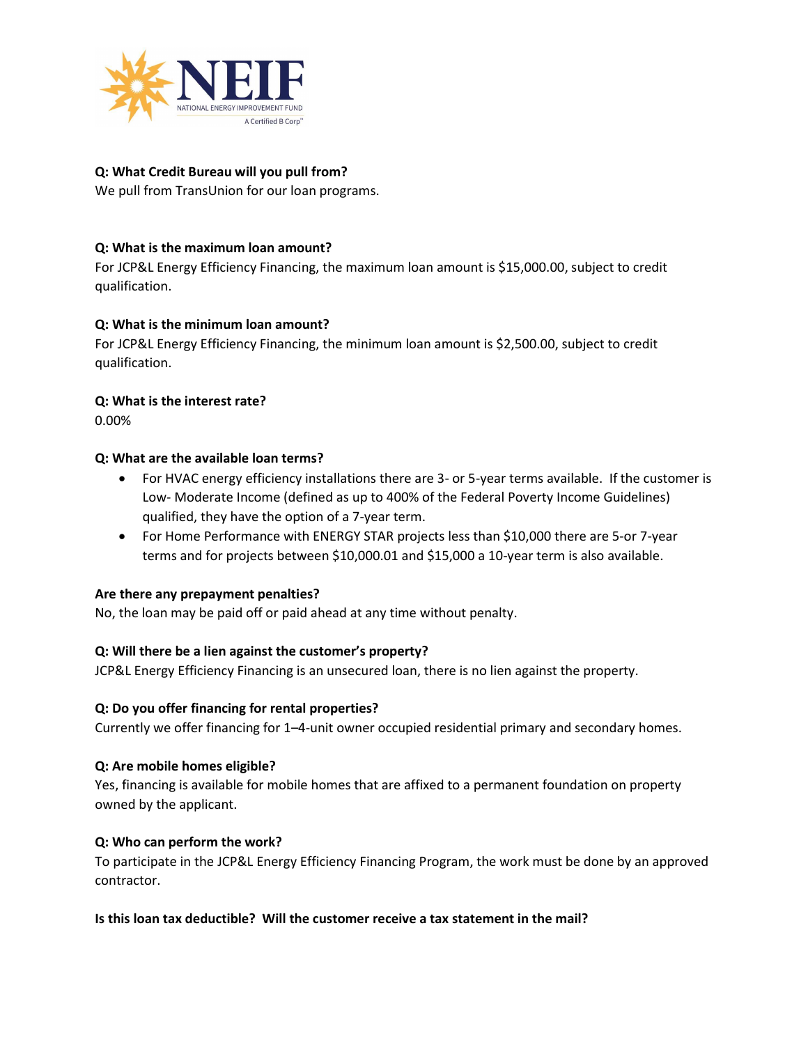**Q: What Credit Bureau will you pull from?**
We pull from TransUnion for our loan programs.

**Q: What is the maximum loan amount?**
For JCP&L Energy Efficiency Financing, the maximum loan amount is $15,000.00, subject to credit qualification.

**Q: What is the minimum loan amount?**
For JCP&L Energy Efficiency Financing, the minimum loan amount is $2,500.00, subject to credit qualification.

**Q: What is the interest rate?**
0.00%

**Q: What are the available loan terms?**

- For HVAC energy efficiency installations there are 3- or 5-year terms available. If the customer is Low- Moderate Income (defined as up to 400% of the Federal Poverty Income Guidelines) qualified, they have the option of a 7-year term.
- For Home Performance with ENERGY STAR projects less than $10,000 there are 5-or 7-year terms and for projects between $10,000.01 and $15,000 a 10-year term is also available.

**Are there any prepayment penalties?**
No, the loan may be paid off or paid ahead at any time without penalty.

**Q: Will there be a lien against the customer's property?**
JCP&L Energy Efficiency Financing is an unsecured loan, there is no lien against the property.

**Q: Do you offer financing for rental properties?**
Currently we offer financing for 1–4-unit owner occupied residential primary and secondary homes.

**Q: Are mobile homes eligible?**
Yes, financing is available for mobile homes that are affixed to a permanent foundation on property owned by the applicant.

**Q: Who can perform the work?**
To participate in the JCP&L Energy Efficiency Financing Program, the work must be done by an approved contractor.

**Is this loan tax deductible? Will the customer receive a tax statement in the mail?**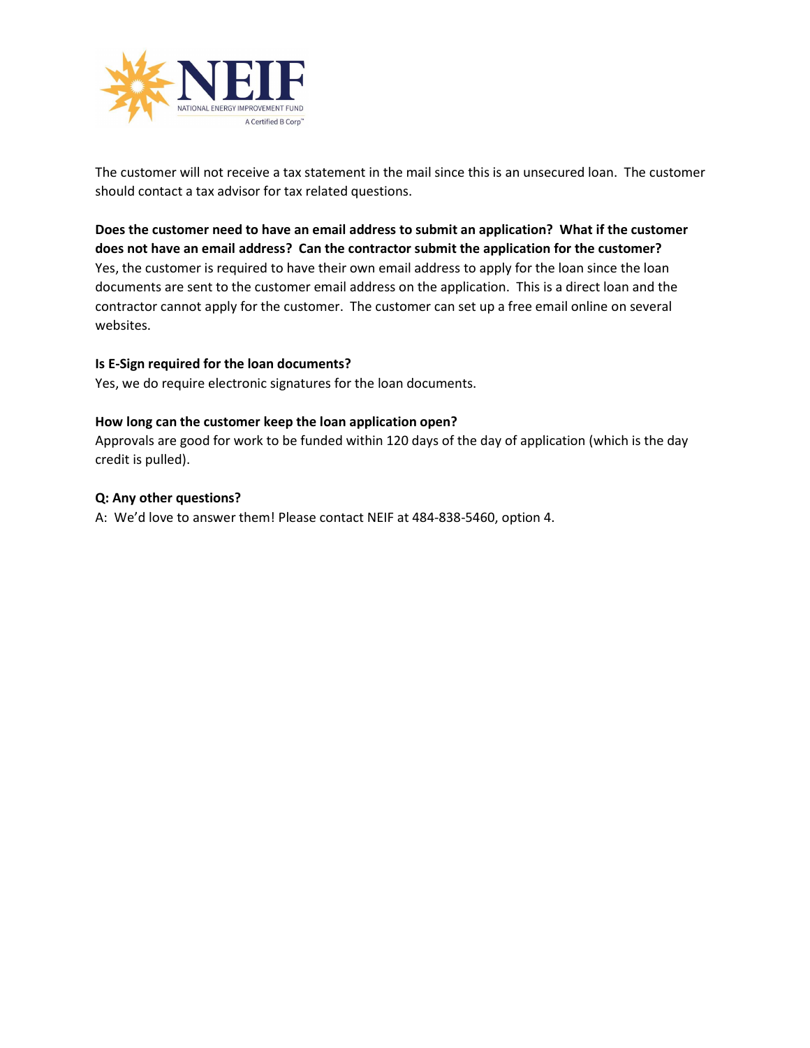The customer will not receive a tax statement in the mail since this is an unsecured loan. The customer should contact a tax advisor for tax related questions.

**Does the customer need to have an email address to submit an application? What if the customer does not have an email address? Can the contractor submit the application for the customer?**
Yes, the customer is required to have their own email address to apply for the loan since the loan documents are sent to the customer email address on the application. This is a direct loan and the contractor cannot apply for the customer. The customer can set up a free email online on several websites.

**Is E-Sign required for the loan documents?**
Yes, we do require electronic signatures for the loan documents.

**How long can the customer keep the loan application open?**
Approvals are good for work to be funded within 120 days of the day of application (which is the day credit is pulled).

**Q: Any other questions?**
A: We'd love to answer them! Please contact NEIF at 484-838-5460, option 4.